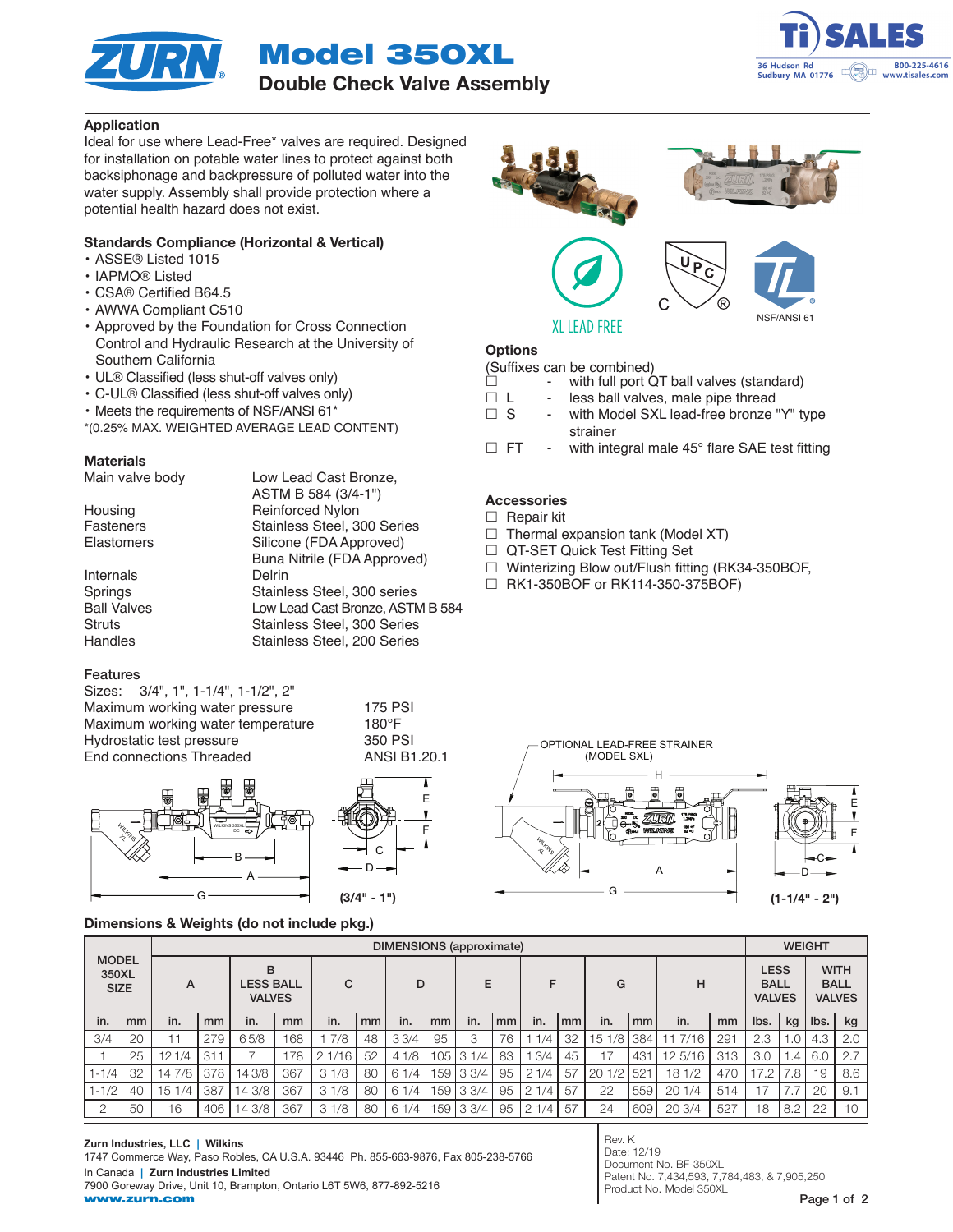# Model 350XL

## Double Check Valve Assembly

### Application

Ideal for use where Lead-Free* valves are required. Designed for installation on potable water lines to protect against both backsiphonage and backpressure of polluted water into the water supply. Assembly shall provide protection where a potential health hazard does not exist.

### Standards Compliance (Horizontal & Vertical)

- ASSE® Listed 1015
- IAPMO® Listed
- CSA® Certified B64.5
- AWWA Compliant C510
- Approved by the Foundation for Cross Connection Control and Hydraulic Research at the University of Southern California
- UL® Classified (less shut-off valves only)
- C-UL® Classified (less shut-off valves only)
- Meets the requirements of NSF/ANSI 61*

*(0.25% MAX. WEIGHTED AVERAGE LEAD CONTENT)

### Materials

| | |
|---|---|
| Main valve body | Low Lead Cast Bronze, ASTM B 584 (3/4-1") |
| Housing | Reinforced Nylon |
| Fasteners | Stainless Steel, 300 Series |
| Elastomers | Silicone (FDA Approved) Buna Nitrile (FDA Approved) |
| Internals | Delrin |
| Springs | Stainless Steel, 300 series |
| Ball Valves | Low Lead Cast Bronze, ASTM B 584 |
| Struts | Stainless Steel, 300 Series |
| Handles | Stainless Steel, 200 Series |

### Features

Sizes: 3/4", 1", 1-1/4", 1-1/2", 2"

| | |
|---|---|
| Maximum working water pressure | 175 PSI |
| Maximum working water temperature | 180°F |
| Hydrostatic test pressure | 350 PSI |
| End connections Threaded | ANSI B1.20.1 |

XL LEAD FREE

NSF/ANSI 61

### Options

(Suffixes can be combined)

- ☐ - with full port QT ball valves (standard)
- ☐ L - less ball valves, male pipe thread
- ☐ S - with Model SXL lead-free bronze "Y" type strainer
- ☐ FT - with integral male 45° flare SAE test fitting

### Accessories

- ☐ Repair kit
- ☐ Thermal expansion tank (Model XT)
- ☐ QT-SET Quick Test Fitting Set
- ☐ Winterizing Blow out/Flush fitting (RK34-350BOF,
- ☐ RK1-350BOF or RK114-350-375BOF)

(3/4" - 1")

OPTIONAL LEAD-FREE STRAINER (MODEL SXL)

(1-1/4" - 2")

### Dimensions & Weights (do not include pkg.)

| MODEL 350XL SIZE | | DIMENSIONS (approximate) | | | | | | | | | | | | | | | | WEIGHT | | | |
|---|---|---|---|---|---|---|---|---|---|---|---|---|---|---|---|---|---|---|---|---|---|
| | | A | | B LESS BALL VALVES | | C | | D | | E | | F | | G | | H | | LESS BALL VALVES | | WITH BALL VALVES | |
| in. | mm | in. | mm | in. | mm | in. | mm | in. | mm | in. | mm | in. | mm | in. | mm | in. | mm | lbs. | kg | lbs. | kg |
| 3/4 | 20 | 11 | 279 | 6 5/8 | 168 | 1 7/8 | 48 | 3 3/4 | 95 | 3 | 76 | 1 1/4 | 32 | 15 1/8 | 384 | 11 7/16 | 291 | 2.3 | 1.0 | 4.3 | 2.0 |
| 1 | 25 | 12 1/4 | 311 | 7 | 178 | 2 1/16 | 52 | 4 1/8 | 105 | 3 1/4 | 83 | 1 3/4 | 45 | 17 | 431 | 12 5/16 | 313 | 3.0 | 1.4 | 6.0 | 2.7 |
| 1-1/4 | 32 | 14 7/8 | 378 | 14 3/8 | 367 | 3 1/8 | 80 | 6 1/4 | 159 | 3 3/4 | 95 | 2 1/4 | 57 | 20 1/2 | 521 | 18 1/2 | 470 | 17.2 | 7.8 | 19 | 8.6 |
| 1-1/2 | 40 | 15 1/4 | 387 | 14 3/8 | 367 | 3 1/8 | 80 | 6 1/4 | 159 | 3 3/4 | 95 | 2 1/4 | 57 | 22 | 559 | 20 1/4 | 514 | 17 | 7.7 | 20 | 9.1 |
| 2 | 50 | 16 | 406 | 14 3/8 | 367 | 3 1/8 | 80 | 6 1/4 | 159 | 3 3/4 | 95 | 2 1/4 | 57 | 24 | 609 | 20 3/4 | 527 | 18 | 8.2 | 22 | 10 |

**Zurn Industries, LLC | Wilkins**
1747 Commerce Way, Paso Robles, CA U.S.A. 93446 Ph. 855-663-9876, Fax 805-238-5766
In Canada | **Zurn Industries Limited**
7900 Goreway Drive, Unit 10, Brampton, Ontario L6T 5W6, 877-892-5216
**www.zurn.com**

Rev. K
Date: 12/19
Document No. BF-350XL
Patent No. 7,434,593, 7,784,483, & 7,905,250
Product No. Model 350XL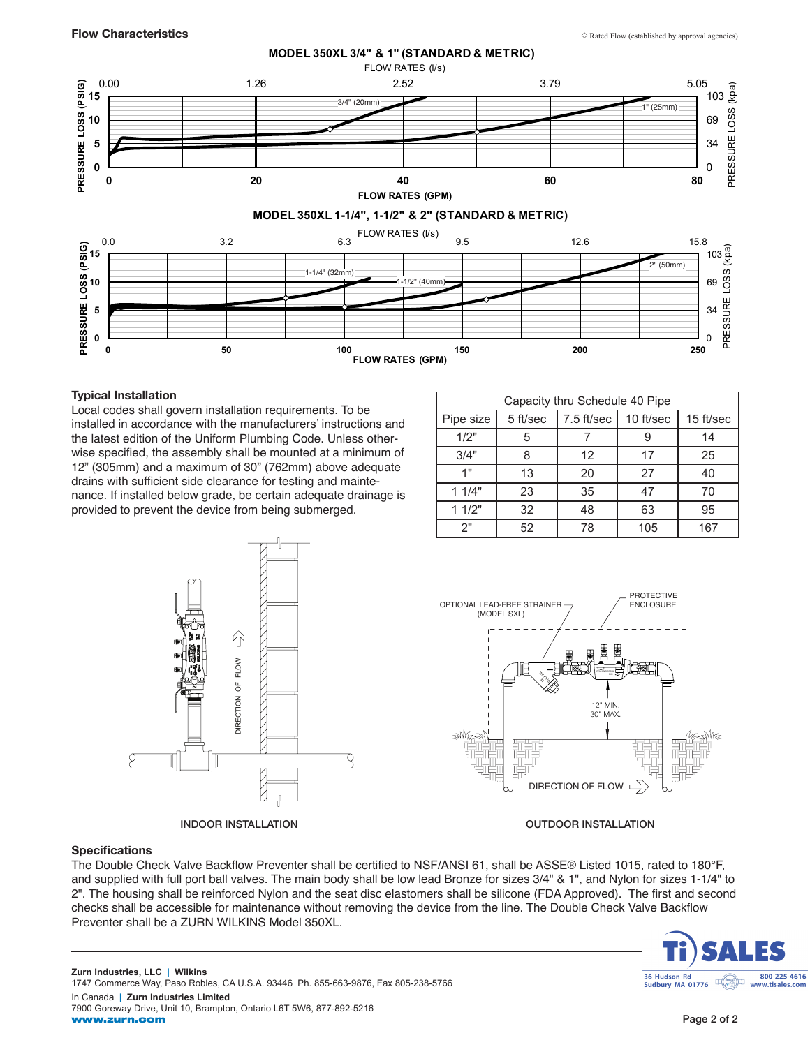## Flow Characteristics

◇ Rated Flow (established by approval agencies)

**MODEL 350XL 3/4" & 1" (STANDARD & METRIC)**

FLOW RATES (l/s)

0.00 1.26 2.52 3.79 5.05

PRESSURE LOSS (PSIG) 15 10 5 0

PRESSURE LOSS (kpa) 103 69 34 0

3/4" (20mm)

1" (25mm)

0 20 40 60 80

FLOW RATES (GPM)

**MODEL 350XL 1-1/4", 1-1/2" & 2" (STANDARD & METRIC)**

FLOW RATES (l/s)

0.0 3.2 6.3 9.5 12.6 15.8

PRESSURE LOSS (PSIG) 15 10 5 0

PRESSURE LOSS (kpa) 103 69 34 0

1-1/4" (32mm)

1-1/2" (40mm)

2" (50mm)

0 50 100 150 200 250

FLOW RATES (GPM)

### Typical Installation

Local codes shall govern installation requirements. To be installed in accordance with the manufacturers' instructions and the latest edition of the Uniform Plumbing Code. Unless otherwise specified, the assembly shall be mounted at a minimum of 12" (305mm) and a maximum of 30" (762mm) above adequate drains with sufficient side clearance for testing and maintenance. If installed below grade, be certain adequate drainage is provided to prevent the device from being submerged.

| Capacity thru Schedule 40 Pipe | | | | |
|---|---|---|---|---|
| Pipe size | 5 ft/sec | 7.5 ft/sec | 10 ft/sec | 15 ft/sec |
| 1/2" | 5 | 7 | 9 | 14 |
| 3/4" | 8 | 12 | 17 | 25 |
| 1" | 13 | 20 | 27 | 40 |
| 1 1/4" | 23 | 35 | 47 | 70 |
| 1 1/2" | 32 | 48 | 63 | 95 |
| 2" | 52 | 78 | 105 | 167 |

DIRECTION OF FLOW

INDOOR INSTALLATION

OPTIONAL LEAD-FREE STRAINER (MODEL SXL)

PROTECTIVE ENCLOSURE

12" MIN. 30" MAX.

DIRECTION OF FLOW

OUTDOOR INSTALLATION

### Specifications

The Double Check Valve Backflow Preventer shall be certified to NSF/ANSI 61, shall be ASSE® Listed 1015, rated to 180°F, and supplied with full port ball valves. The main body shall be low lead Bronze for sizes 3/4" & 1", and Nylon for sizes 1-1/4" to 2". The housing shall be reinforced Nylon and the seat disc elastomers shall be silicone (FDA Approved). The first and second checks shall be accessible for maintenance without removing the device from the line. The Double Check Valve Backflow Preventer shall be a ZURN WILKINS Model 350XL.

**Zurn Industries, LLC | Wilkins**
1747 Commerce Way, Paso Robles, CA U.S.A. 93446 Ph. 855-663-9876, Fax 805-238-5766

In Canada | **Zurn Industries Limited**
7900 Goreway Drive, Unit 10, Brampton, Ontario L6T 5W6, 877-892-5216

**www.zurn.com**

Ti SALES
36 Hudson Rd, Sudbury MA 01776
800-225-4616
www.tisales.com